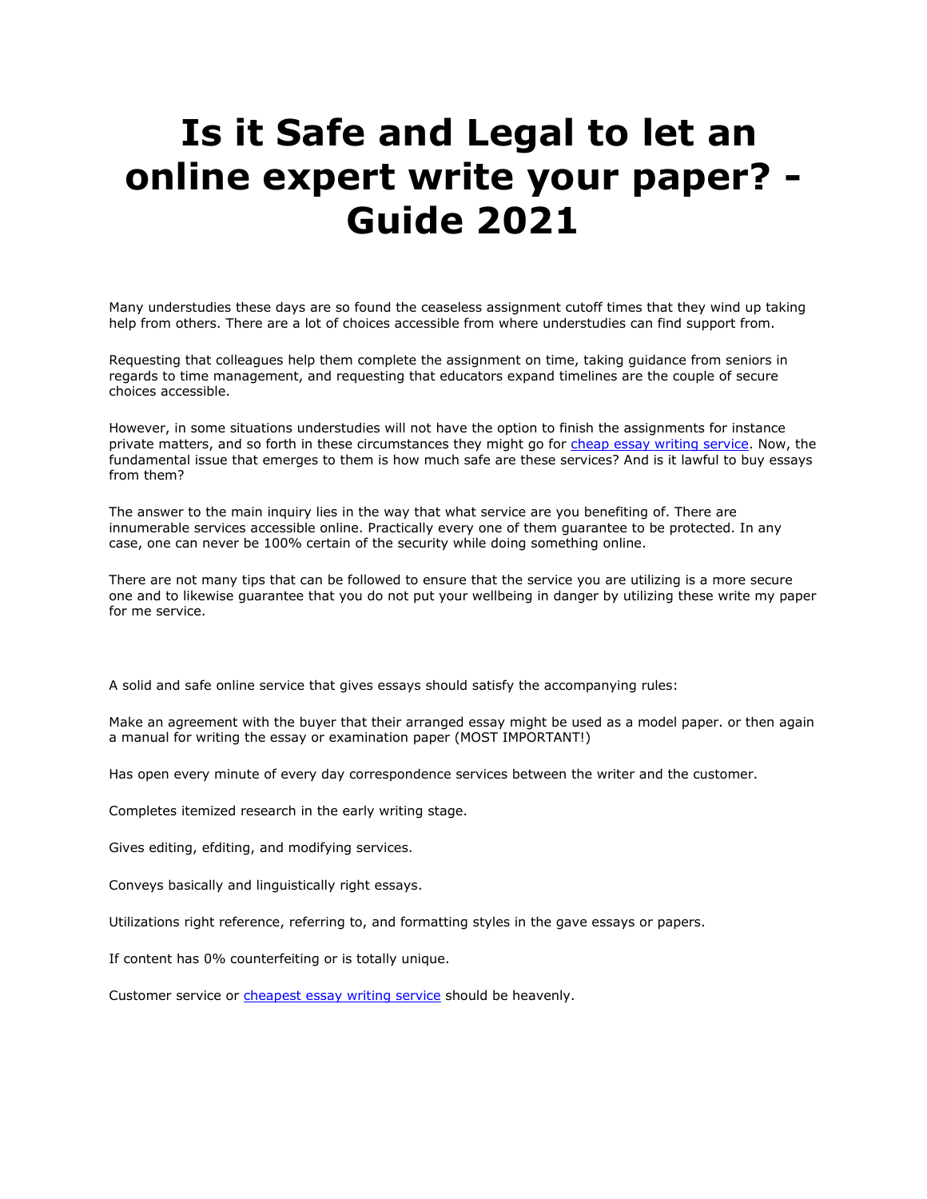# Is it Safe and Legal to let an online expert write your paper? - Guide 2021

Many understudies these days are so found the ceaseless assignment cutoff times that they wind up taking help from others. There are a lot of choices accessible from where understudies can find support from.

Requesting that colleagues help them complete the assignment on time, taking guidance from seniors in regards to time management, and requesting that educators expand timelines are the couple of secure choices accessible.

However, in some situations understudies will not have the option to finish the assignments for instance private matters, and so forth in these circumstances they might go for [cheap essay writing service](). Now, the fundamental issue that emerges to them is how much safe are these services? And is it lawful to buy essays from them?

The answer to the main inquiry lies in the way that what service are you benefiting of. There are innumerable services accessible online. Practically every one of them guarantee to be protected. In any case, one can never be 100% certain of the security while doing something online.

There are not many tips that can be followed to ensure that the service you are utilizing is a more secure one and to likewise guarantee that you do not put your wellbeing in danger by utilizing these write my paper for me service.

A solid and safe online service that gives essays should satisfy the accompanying rules:

Make an agreement with the buyer that their arranged essay might be used as a model paper. or then again a manual for writing the essay or examination paper (MOST IMPORTANT!)

Has open every minute of every day correspondence services between the writer and the customer.

Completes itemized research in the early writing stage.

Gives editing, efditing, and modifying services.

Conveys basically and linguistically right essays.

Utilizations right reference, referring to, and formatting styles in the gave essays or papers.

If content has 0% counterfeiting or is totally unique.

Customer service or [cheapest essay writing service]() should be heavenly.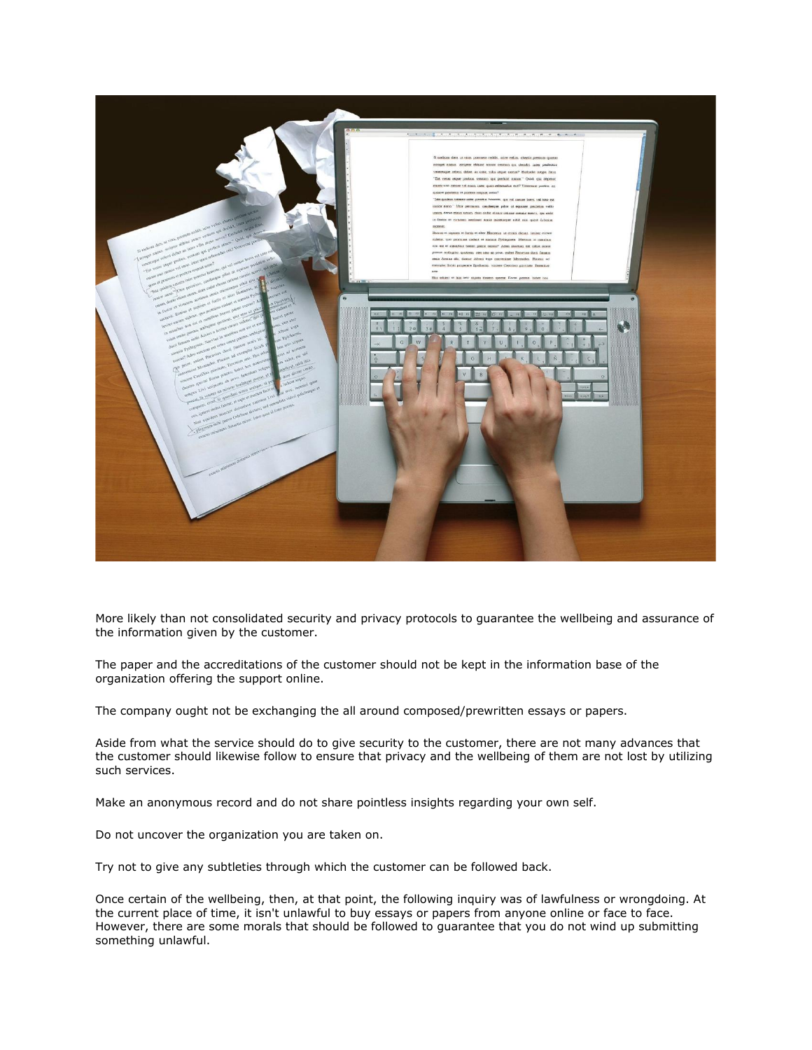More likely than not consolidated security and privacy protocols to guarantee the wellbeing and assurance of the information given by the customer.

The paper and the accreditations of the customer should not be kept in the information base of the organization offering the support online.

The company ought not be exchanging the all around composed/prewritten essays or papers.

Aside from what the service should do to give security to the customer, there are not many advances that the customer should likewise follow to ensure that privacy and the wellbeing of them are not lost by utilizing such services.

Make an anonymous record and do not share pointless insights regarding your own self.

Do not uncover the organization you are taken on.

Try not to give any subtleties through which the customer can be followed back.

Once certain of the wellbeing, then, at that point, the following inquiry was of lawfulness or wrongdoing. At the current place of time, it isn't unlawful to buy essays or papers from anyone online or face to face. However, there are some morals that should be followed to guarantee that you do not wind up submitting something unlawful.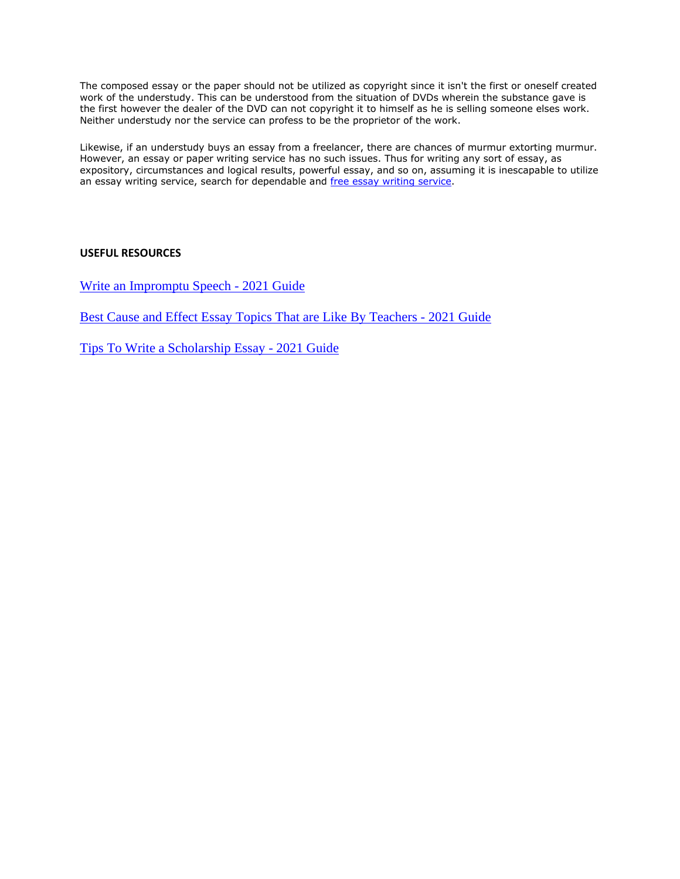The composed essay or the paper should not be utilized as copyright since it isn't the first or oneself created work of the understudy. This can be understood from the situation of DVDs wherein the substance gave is the first however the dealer of the DVD can not copyright it to himself as he is selling someone elses work. Neither understudy nor the service can profess to be the proprietor of the work.

Likewise, if an understudy buys an essay from a freelancer, there are chances of murmur extorting murmur. However, an essay or paper writing service has no such issues. Thus for writing any sort of essay, as expository, circumstances and logical results, powerful essay, and so on, assuming it is inescapable to utilize an essay writing service, search for dependable and free essay writing service.

**USEFUL RESOURCES**

Write an Impromptu Speech - 2021 Guide

Best Cause and Effect Essay Topics That are Like By Teachers - 2021 Guide

Tips To Write a Scholarship Essay - 2021 Guide